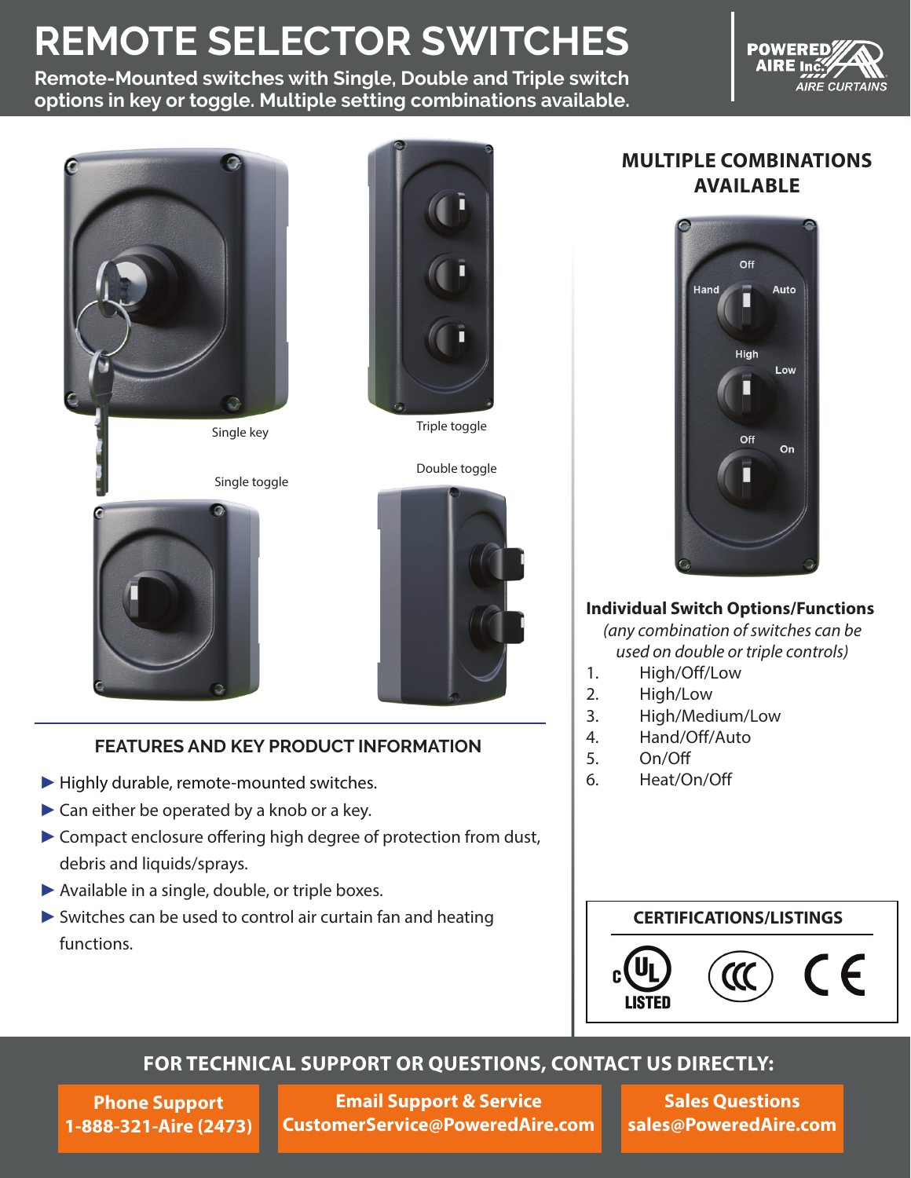# REMOTE SELECTOR SWITCHES

**Remote-Mounted switches with Single, Double and Triple switch options in key or toggle. Multiple setting combinations available.**

POWERED AIRE Inc. AIRE CURTAINS

Single key

Triple toggle

Single toggle

Double toggle

## FEATURES AND KEY PRODUCT INFORMATION

- ▶ Highly durable, remote-mounted switches.
- ▶ Can either be operated by a knob or a key.
- ▶ Compact enclosure offering high degree of protection from dust, debris and liquids/sprays.
- ▶ Available in a single, double, or triple boxes.
- ▶ Switches can be used to control air curtain fan and heating functions.

## MULTIPLE COMBINATIONS AVAILABLE

Off
Hand Auto
High
Low
Off
On

### Individual Switch Options/Functions

*(any combination of switches can be used on double or triple controls)*

1. High/Off/Low
2. High/Low
3. High/Medium/Low
4. Hand/Off/Auto
5. On/Off
6. Heat/On/Off

### CERTIFICATIONS/LISTINGS

c UL LISTED, CCC, CE

## FOR TECHNICAL SUPPORT OR QUESTIONS, CONTACT US DIRECTLY:

**Phone Support**
**1-888-321-Aire (2473)**

**Email Support & Service**
**CustomerService@PoweredAire.com**

**Sales Questions**
**sales@PoweredAire.com**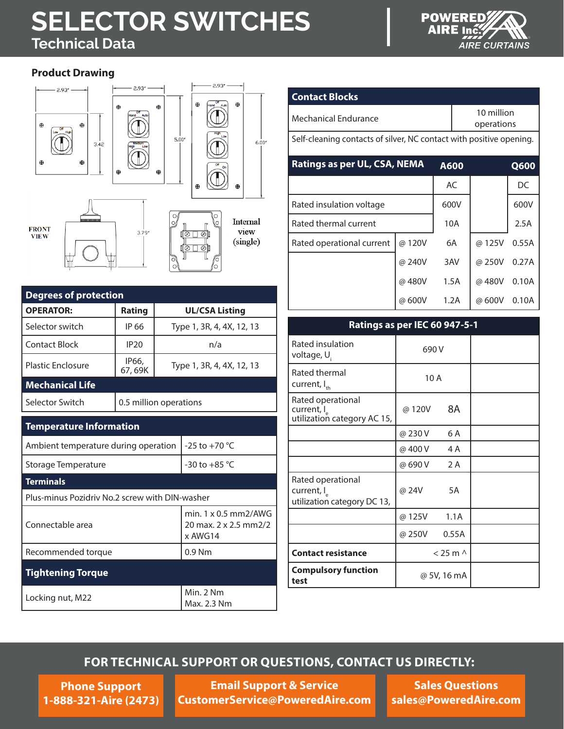# SELECTOR SWITCHES
## Technical Data

### Product Drawing

2.93"
3.42
2.93"
5.00"
2.93"
6.00"
FRONT VIEW
3.79"
Internal view (single)

| Degrees of protection | | |
|---|---|---|
| **OPERATOR:** | **Rating** | **UL/CSA Listing** |
| Selector switch | IP 66 | Type 1, 3R, 4, 4X, 12, 13 |
| Contact Block | IP20 | n/a |
| Plastic Enclosure | IP66, 67, 69K | Type 1, 3R, 4, 4X, 12, 13 |
| **Mechanical Life** | | |
| Selector Switch | 0.5 million operations | |

| Temperature Information | |
|---|---|
| Ambient temperature during operation | -25 to +70 °C |
| Storage Temperature | -30 to +85 °C |
| **Terminals** | |
| Plus-minus Pozidriv No.2 screw with DIN-washer | |
| Connectable area | min. 1 x 0.5 mm2/AWG 20 max. 2 x 2.5 mm2/2 x AWG14 |
| Recommended torque | 0.9 Nm |
| **Tightening Torque** | |
| Locking nut, M22 | Min. 2 Nm<br>Max. 2.3 Nm |

| Contact Blocks | |
|---|---|
| Mechanical Endurance | 10 million operations |
| Self-cleaning contacts of silver, NC contact with positive opening. | |

| Ratings as per UL, CSA, NEMA | | A600 | | Q600 |
|---|---|---|---|---|
| | | AC | | DC |
| Rated insulation voltage | | 600V | | 600V |
| Rated thermal current | | 10A | | 2.5A |
| Rated operational current | @ 120V | 6A | @ 125V | 0.55A |
| | @ 240V | 3AV | @ 250V | 0.27A |
| | @ 480V | 1.5A | @ 480V | 0.10A |
| | @ 600V | 1.2A | @ 600V | 0.10A |

| Ratings as per IEC 60 947-5-1 | | | |
|---|---|---|---|
| Rated insulation voltage, $U_i$ | | 690 V | |
| Rated thermal current, $I_{th}$ | | 10 A | |
| Rated operational current, $I_e$ utilization category AC 15, | @ 120V | 8A | |
| | @ 230 V | 6 A | |
| | @ 400 V | 4 A | |
| | @ 690 V | 2 A | |
| Rated operational current, $I_e$ utilization category DC 13, | @ 24V | 5A | |
| | @ 125V | 1.1A | |
| | @ 250V | 0.55A | |
| **Contact resistance** | | < 25 m ^ | |
| **Compulsory function test** | | @ 5V, 16 mA | |

**FOR TECHNICAL SUPPORT OR QUESTIONS, CONTACT US DIRECTLY:**

**Phone Support**
**1-888-321-Aire (2473)**

**Email Support & Service**
**CustomerService@PoweredAire.com**

**Sales Questions**
**sales@PoweredAire.com**